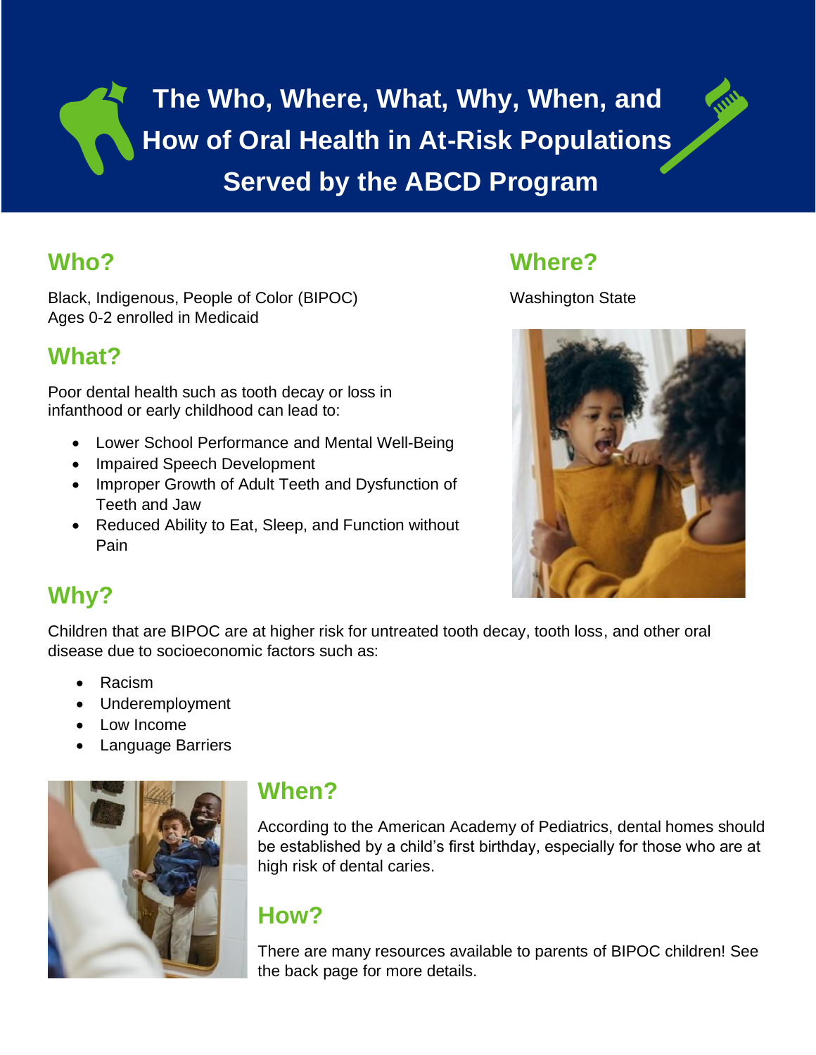# The Who, Where, What, Why, When, and How of Oral Health in At-Risk Populations Served by the ABCD Program

## Who?

Black, Indigenous, People of Color (BIPOC)
Ages 0-2 enrolled in Medicaid

## Where?

Washington State

## What?

Poor dental health such as tooth decay or loss in infanthood or early childhood can lead to:

- Lower School Performance and Mental Well-Being
- Impaired Speech Development
- Improper Growth of Adult Teeth and Dysfunction of Teeth and Jaw
- Reduced Ability to Eat, Sleep, and Function without Pain

## Why?

Children that are BIPOC are at higher risk for untreated tooth decay, tooth loss, and other oral disease due to socioeconomic factors such as:

- Racism
- Underemployment
- Low Income
- Language Barriers

## When?

According to the American Academy of Pediatrics, dental homes should be established by a child's first birthday, especially for those who are at high risk of dental caries.

## How?

There are many resources available to parents of BIPOC children! See the back page for more details.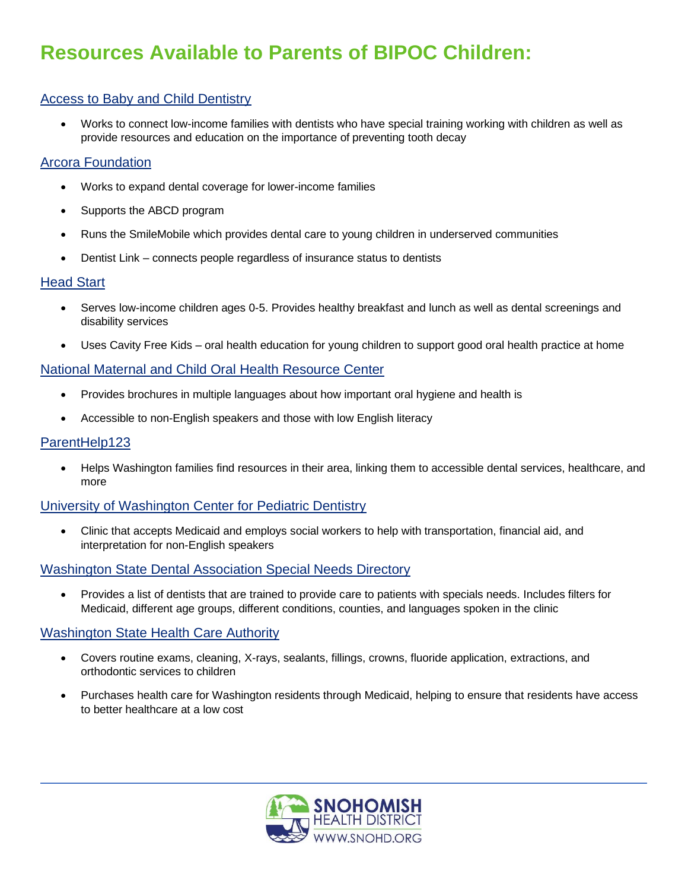# Resources Available to Parents of BIPOC Children:

## Access to Baby and Child Dentistry

- Works to connect low-income families with dentists who have special training working with children as well as provide resources and education on the importance of preventing tooth decay

## Arcora Foundation

- Works to expand dental coverage for lower-income families
- Supports the ABCD program
- Runs the SmileMobile which provides dental care to young children in underserved communities
- Dentist Link – connects people regardless of insurance status to dentists

## Head Start

- Serves low-income children ages 0-5. Provides healthy breakfast and lunch as well as dental screenings and disability services
- Uses Cavity Free Kids – oral health education for young children to support good oral health practice at home

## National Maternal and Child Oral Health Resource Center

- Provides brochures in multiple languages about how important oral hygiene and health is
- Accessible to non-English speakers and those with low English literacy

## ParentHelp123

- Helps Washington families find resources in their area, linking them to accessible dental services, healthcare, and more

## University of Washington Center for Pediatric Dentistry

- Clinic that accepts Medicaid and employs social workers to help with transportation, financial aid, and interpretation for non-English speakers

## Washington State Dental Association Special Needs Directory

- Provides a list of dentists that are trained to provide care to patients with specials needs. Includes filters for Medicaid, different age groups, different conditions, counties, and languages spoken in the clinic

## Washington State Health Care Authority

- Covers routine exams, cleaning, X-rays, sealants, fillings, crowns, fluoride application, extractions, and orthodontic services to children
- Purchases health care for Washington residents through Medicaid, helping to ensure that residents have access to better healthcare at a low cost

SNOHOMISH HEALTH DISTRICT
WWW.SNOHD.ORG